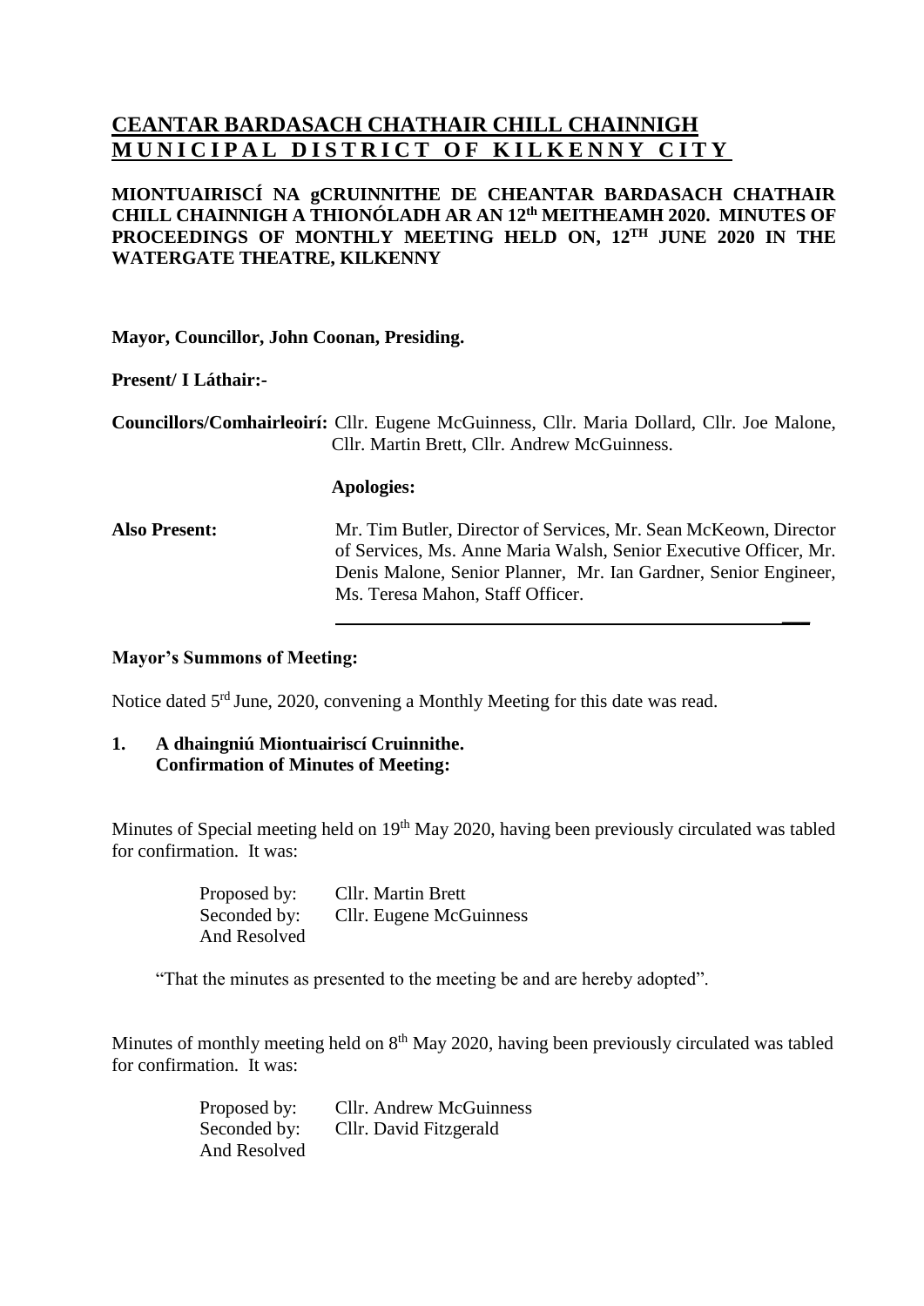# CEANTAR BARDASACH CHATHAIR CHILL CHAINNIGH
# MUNICIPAL DISTRICT OF KILKENNY CITY

**MIONTUAIRISCÍ NA gCRUINNITHE DE CHEANTAR BARDASACH CHATHAIR CHILL CHAINNIGH A THIONÓLADH AR AN 12th MEITHEAMH 2020. MINUTES OF PROCEEDINGS OF MONTHLY MEETING HELD ON, 12TH JUNE 2020 IN THE WATERGATE THEATRE, KILKENNY**

**Mayor, Councillor, John Coonan, Presiding.**

**Present/ I Láthair:-**

**Councillors/Comhairleoirí:** Cllr. Eugene McGuinness, Cllr. Maria Dollard, Cllr. Joe Malone, Cllr. Martin Brett, Cllr. Andrew McGuinness.

**Apologies:**

**Also Present:** Mr. Tim Butler, Director of Services, Mr. Sean McKeown, Director of Services, Ms. Anne Maria Walsh, Senior Executive Officer, Mr. Denis Malone, Senior Planner, Mr. Ian Gardner, Senior Engineer, Ms. Teresa Mahon, Staff Officer.

---

**Mayor's Summons of Meeting:**

Notice dated 5rd June, 2020, convening a Monthly Meeting for this date was read.

**1. A dhaingniú Miontuairiscí Cruinnithe.**
**Confirmation of Minutes of Meeting:**

Minutes of Special meeting held on 19th May 2020, having been previously circulated was tabled for confirmation. It was:

Proposed by: Cllr. Martin Brett
Seconded by: Cllr. Eugene McGuinness
And Resolved

"That the minutes as presented to the meeting be and are hereby adopted".

Minutes of monthly meeting held on 8th May 2020, having been previously circulated was tabled for confirmation. It was:

Proposed by: Cllr. Andrew McGuinness
Seconded by: Cllr. David Fitzgerald
And Resolved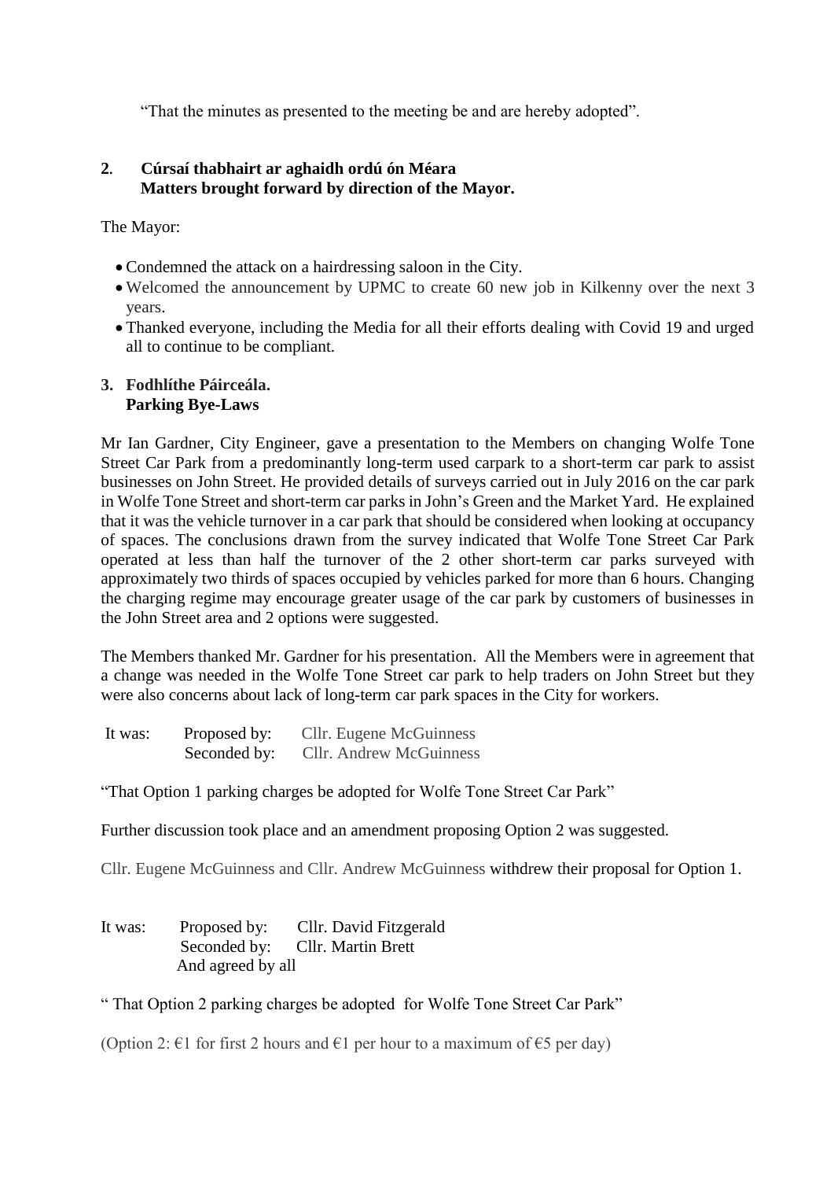"That the minutes as presented to the meeting be and are hereby adopted".

## 2. Cúrsaí thabhairt ar aghaidh ordú ón Méara
## Matters brought forward by direction of the Mayor.

The Mayor:

- Condemned the attack on a hairdressing saloon in the City.
- Welcomed the announcement by UPMC to create 60 new job in Kilkenny over the next 3 years.
- Thanked everyone, including the Media for all their efforts dealing with Covid 19 and urged all to continue to be compliant.

## 3. Fodhlíthe Páirceála.
## Parking Bye-Laws

Mr Ian Gardner, City Engineer, gave a presentation to the Members on changing Wolfe Tone Street Car Park from a predominantly long-term used carpark to a short-term car park to assist businesses on John Street. He provided details of surveys carried out in July 2016 on the car park in Wolfe Tone Street and short-term car parks in John's Green and the Market Yard. He explained that it was the vehicle turnover in a car park that should be considered when looking at occupancy of spaces. The conclusions drawn from the survey indicated that Wolfe Tone Street Car Park operated at less than half the turnover of the 2 other short-term car parks surveyed with approximately two thirds of spaces occupied by vehicles parked for more than 6 hours. Changing the charging regime may encourage greater usage of the car park by customers of businesses in the John Street area and 2 options were suggested.

The Members thanked Mr. Gardner for his presentation. All the Members were in agreement that a change was needed in the Wolfe Tone Street car park to help traders on John Street but they were also concerns about lack of long-term car park spaces in the City for workers.

It was: Proposed by: Cllr. Eugene McGuinness
Seconded by: Cllr. Andrew McGuinness

"That Option 1 parking charges be adopted for Wolfe Tone Street Car Park"

Further discussion took place and an amendment proposing Option 2 was suggested.

Cllr. Eugene McGuinness and Cllr. Andrew McGuinness withdrew their proposal for Option 1.

It was: Proposed by: Cllr. David Fitzgerald
Seconded by: Cllr. Martin Brett
And agreed by all

" That Option 2 parking charges be adopted for Wolfe Tone Street Car Park"

(Option 2: €1 for first 2 hours and €1 per hour to a maximum of €5 per day)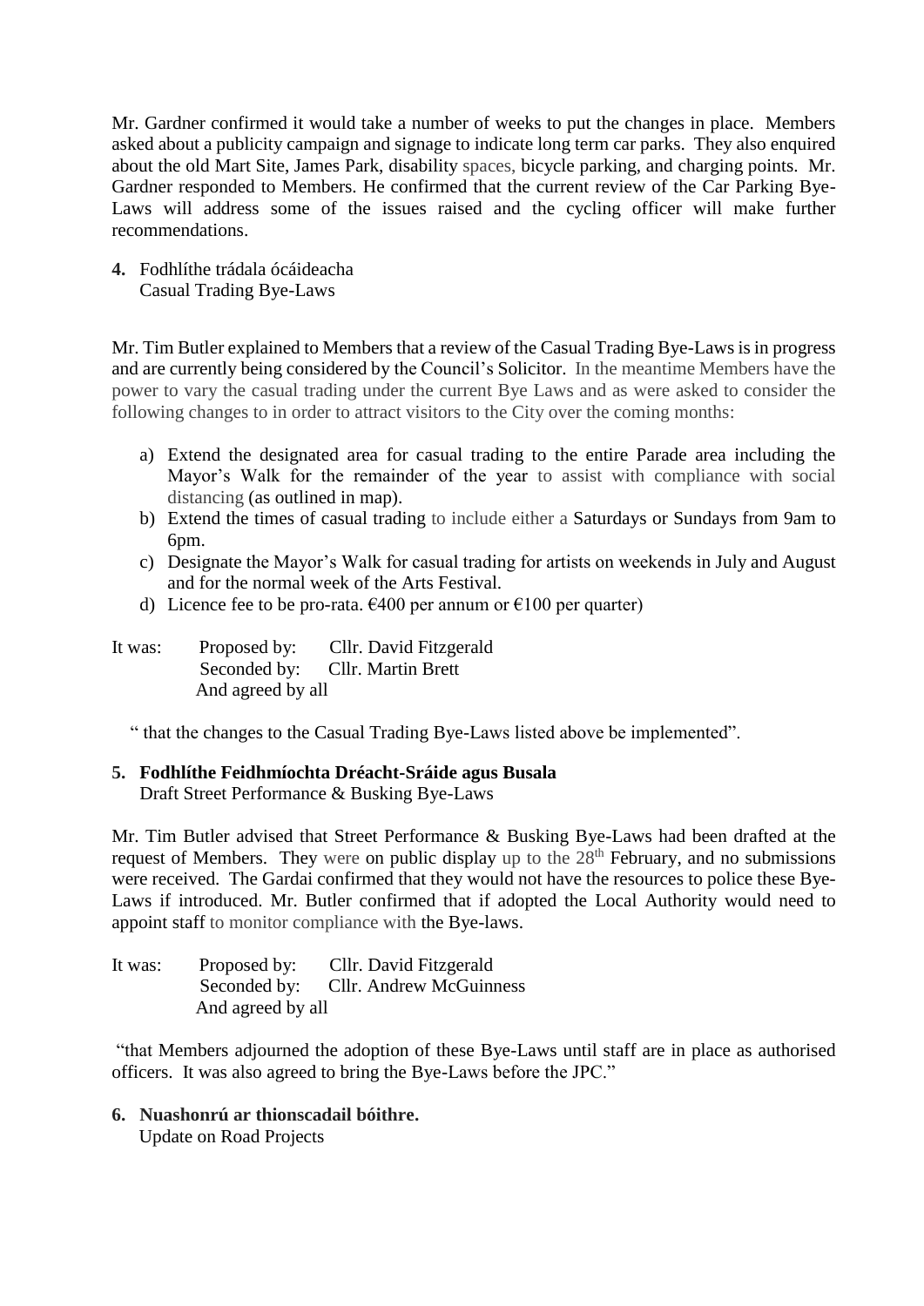Mr. Gardner confirmed it would take a number of weeks to put the changes in place. Members asked about a publicity campaign and signage to indicate long term car parks. They also enquired about the old Mart Site, James Park, disability spaces, bicycle parking, and charging points. Mr. Gardner responded to Members. He confirmed that the current review of the Car Parking Bye-Laws will address some of the issues raised and the cycling officer will make further recommendations.

**4.** Fodhlíthe trádala ócáideacha
Casual Trading Bye-Laws

Mr. Tim Butler explained to Members that a review of the Casual Trading Bye-Laws is in progress and are currently being considered by the Council's Solicitor. In the meantime Members have the power to vary the casual trading under the current Bye Laws and as were asked to consider the following changes to in order to attract visitors to the City over the coming months:

a) Extend the designated area for casual trading to the entire Parade area including the Mayor's Walk for the remainder of the year to assist with compliance with social distancing (as outlined in map).
b) Extend the times of casual trading to include either a Saturdays or Sundays from 9am to 6pm.
c) Designate the Mayor's Walk for casual trading for artists on weekends in July and August and for the normal week of the Arts Festival.
d) Licence fee to be pro-rata. €400 per annum or €100 per quarter)

It was: Proposed by: Cllr. David Fitzgerald
Seconded by: Cllr. Martin Brett
And agreed by all

" that the changes to the Casual Trading Bye-Laws listed above be implemented".

**5. Fodhlíthe Feidhmíochta Dréacht-Sráide agus Busala**
Draft Street Performance & Busking Bye-Laws

Mr. Tim Butler advised that Street Performance & Busking Bye-Laws had been drafted at the request of Members. They were on public display up to the 28th February, and no submissions were received. The Gardai confirmed that they would not have the resources to police these Bye-Laws if introduced. Mr. Butler confirmed that if adopted the Local Authority would need to appoint staff to monitor compliance with the Bye-laws.

It was: Proposed by: Cllr. David Fitzgerald
Seconded by: Cllr. Andrew McGuinness
And agreed by all

"that Members adjourned the adoption of these Bye-Laws until staff are in place as authorised officers. It was also agreed to bring the Bye-Laws before the JPC."

**6. Nuashonrú ar thionscadail bóithre.**
Update on Road Projects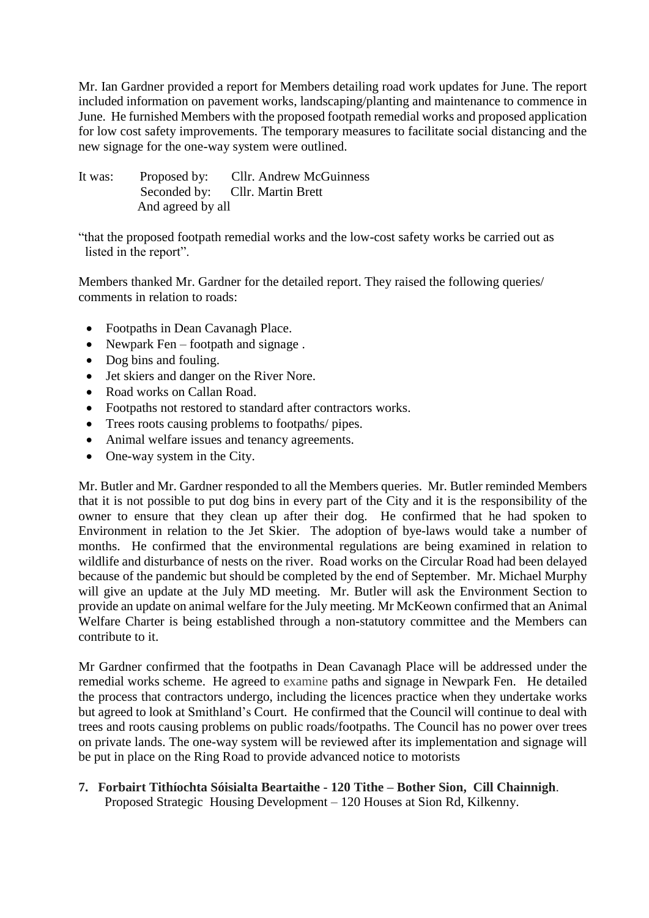Mr. Ian Gardner provided a report for Members detailing road work updates for June. The report included information on pavement works, landscaping/planting and maintenance to commence in June. He furnished Members with the proposed footpath remedial works and proposed application for low cost safety improvements. The temporary measures to facilitate social distancing and the new signage for the one-way system were outlined.

It was: Proposed by: Cllr. Andrew McGuinness
Seconded by: Cllr. Martin Brett
And agreed by all

"that the proposed footpath remedial works and the low-cost safety works be carried out as listed in the report".

Members thanked Mr. Gardner for the detailed report. They raised the following queries/ comments in relation to roads:

- Footpaths in Dean Cavanagh Place.
- Newpark Fen – footpath and signage .
- Dog bins and fouling.
- Jet skiers and danger on the River Nore.
- Road works on Callan Road.
- Footpaths not restored to standard after contractors works.
- Trees roots causing problems to footpaths/ pipes.
- Animal welfare issues and tenancy agreements.
- One-way system in the City.

Mr. Butler and Mr. Gardner responded to all the Members queries. Mr. Butler reminded Members that it is not possible to put dog bins in every part of the City and it is the responsibility of the owner to ensure that they clean up after their dog. He confirmed that he had spoken to Environment in relation to the Jet Skier. The adoption of bye-laws would take a number of months. He confirmed that the environmental regulations are being examined in relation to wildlife and disturbance of nests on the river. Road works on the Circular Road had been delayed because of the pandemic but should be completed by the end of September. Mr. Michael Murphy will give an update at the July MD meeting. Mr. Butler will ask the Environment Section to provide an update on animal welfare for the July meeting. Mr McKeown confirmed that an Animal Welfare Charter is being established through a non-statutory committee and the Members can contribute to it.

Mr Gardner confirmed that the footpaths in Dean Cavanagh Place will be addressed under the remedial works scheme. He agreed to examine paths and signage in Newpark Fen. He detailed the process that contractors undergo, including the licences practice when they undertake works but agreed to look at Smithland's Court. He confirmed that the Council will continue to deal with trees and roots causing problems on public roads/footpaths. The Council has no power over trees on private lands. The one-way system will be reviewed after its implementation and signage will be put in place on the Ring Road to provide advanced notice to motorists

**7. Forbairt Tithíochta Sóisialta Beartaithe - 120 Tithe – Bother Sion, Cill Chainnigh**.
Proposed Strategic Housing Development – 120 Houses at Sion Rd, Kilkenny.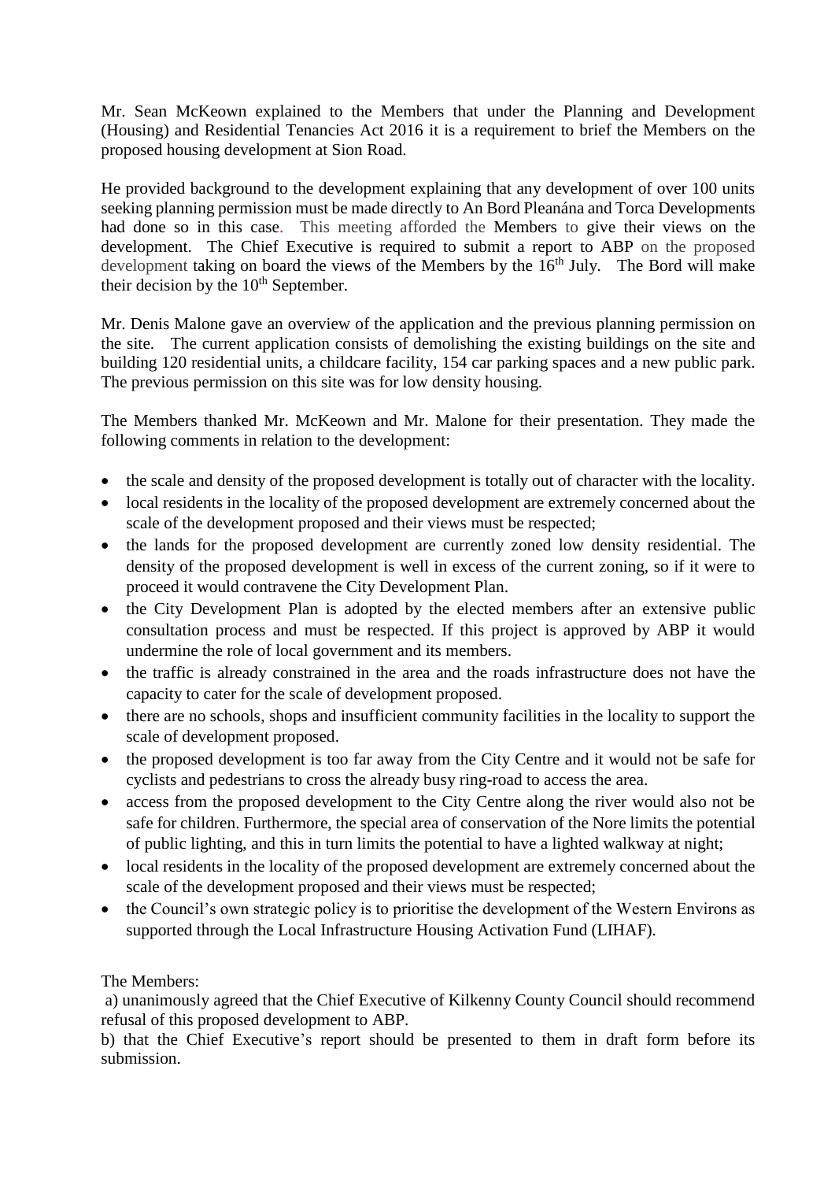Mr. Sean McKeown explained to the Members that under the Planning and Development (Housing) and Residential Tenancies Act 2016 it is a requirement to brief the Members on the proposed housing development at Sion Road.

He provided background to the development explaining that any development of over 100 units seeking planning permission must be made directly to An Bord Pleanána and Torca Developments had done so in this case. This meeting afforded the Members to give their views on the development. The Chief Executive is required to submit a report to ABP on the proposed development taking on board the views of the Members by the 16th July. The Bord will make their decision by the 10th September.

Mr. Denis Malone gave an overview of the application and the previous planning permission on the site. The current application consists of demolishing the existing buildings on the site and building 120 residential units, a childcare facility, 154 car parking spaces and a new public park. The previous permission on this site was for low density housing.

The Members thanked Mr. McKeown and Mr. Malone for their presentation. They made the following comments in relation to the development:

- the scale and density of the proposed development is totally out of character with the locality.
- local residents in the locality of the proposed development are extremely concerned about the scale of the development proposed and their views must be respected;
- the lands for the proposed development are currently zoned low density residential. The density of the proposed development is well in excess of the current zoning, so if it were to proceed it would contravene the City Development Plan.
- the City Development Plan is adopted by the elected members after an extensive public consultation process and must be respected. If this project is approved by ABP it would undermine the role of local government and its members.
- the traffic is already constrained in the area and the roads infrastructure does not have the capacity to cater for the scale of development proposed.
- there are no schools, shops and insufficient community facilities in the locality to support the scale of development proposed.
- the proposed development is too far away from the City Centre and it would not be safe for cyclists and pedestrians to cross the already busy ring-road to access the area.
- access from the proposed development to the City Centre along the river would also not be safe for children. Furthermore, the special area of conservation of the Nore limits the potential of public lighting, and this in turn limits the potential to have a lighted walkway at night;
- local residents in the locality of the proposed development are extremely concerned about the scale of the development proposed and their views must be respected;
- the Council's own strategic policy is to prioritise the development of the Western Environs as supported through the Local Infrastructure Housing Activation Fund (LIHAF).

The Members:

a) unanimously agreed that the Chief Executive of Kilkenny County Council should recommend refusal of this proposed development to ABP.

b) that the Chief Executive's report should be presented to them in draft form before its submission.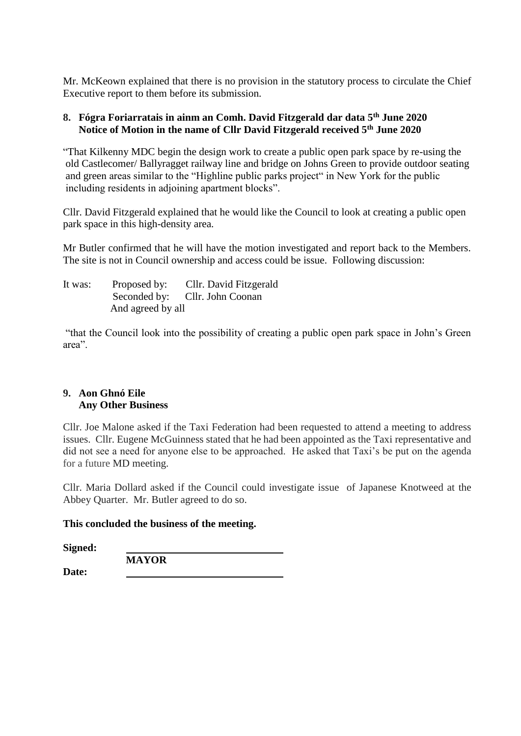Mr. McKeown explained that there is no provision in the statutory process to circulate the Chief Executive report to them before its submission.

### 8. Fógra Foriarratais in ainm an Comh. David Fitzgerald dar data 5th June 2020 Notice of Motion in the name of Cllr David Fitzgerald received 5th June 2020

"That Kilkenny MDC begin the design work to create a public open park space by re-using the old Castlecomer/ Ballyragget railway line and bridge on Johns Green to provide outdoor seating and green areas similar to the "Highline public parks project" in New York for the public including residents in adjoining apartment blocks".

Cllr. David Fitzgerald explained that he would like the Council to look at creating a public open park space in this high-density area.

Mr Butler confirmed that he will have the motion investigated and report back to the Members. The site is not in Council ownership and access could be issue. Following discussion:

It was: Proposed by: Cllr. David Fitzgerald
Seconded by: Cllr. John Coonan
And agreed by all

"that the Council look into the possibility of creating a public open park space in John's Green area".

### 9. Aon Ghnó Eile Any Other Business

Cllr. Joe Malone asked if the Taxi Federation had been requested to attend a meeting to address issues. Cllr. Eugene McGuinness stated that he had been appointed as the Taxi representative and did not see a need for anyone else to be approached. He asked that Taxi's be put on the agenda for a future MD meeting.

Cllr. Maria Dollard asked if the Council could investigate issue of Japanese Knotweed at the Abbey Quarter. Mr. Butler agreed to do so.

**This concluded the business of the meeting.**

**Signed:** ______________________________
**MAYOR**

**Date:** ______________________________